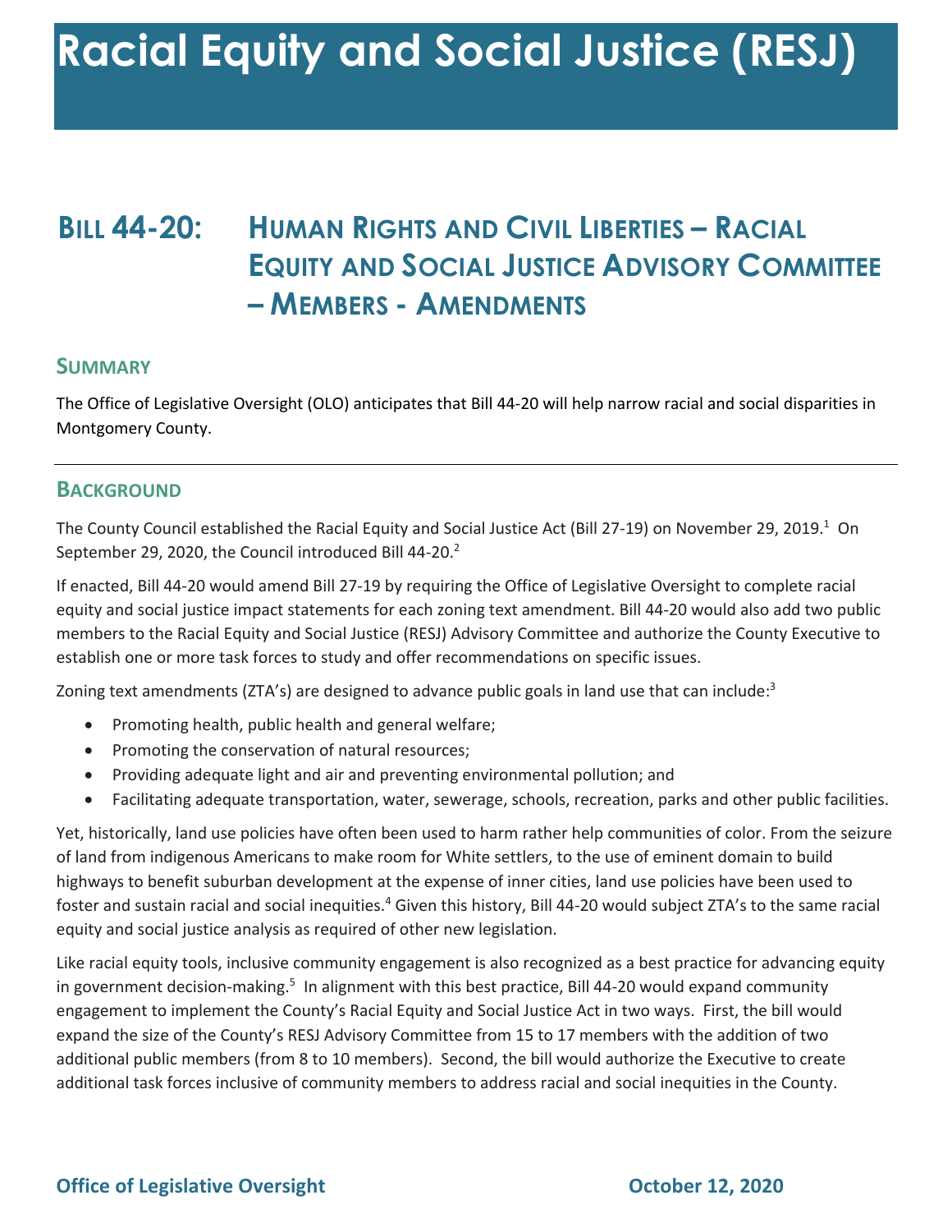# Racial Equity and Social Justice (RESJ)

## Bill 44-20: Human Rights and Civil Liberties – Racial Equity and Social Justice Advisory Committee – Members - Amendments

### Summary

The Office of Legislative Oversight (OLO) anticipates that Bill 44-20 will help narrow racial and social disparities in Montgomery County.

---

### Background

The County Council established the Racial Equity and Social Justice Act (Bill 27-19) on November 29, 2019.[1] On September 29, 2020, the Council introduced Bill 44-20.[2]

If enacted, Bill 44-20 would amend Bill 27-19 by requiring the Office of Legislative Oversight to complete racial equity and social justice impact statements for each zoning text amendment. Bill 44-20 would also add two public members to the Racial Equity and Social Justice (RESJ) Advisory Committee and authorize the County Executive to establish one or more task forces to study and offer recommendations on specific issues.

Zoning text amendments (ZTA's) are designed to advance public goals in land use that can include:[3]

- Promoting health, public health and general welfare;
- Promoting the conservation of natural resources;
- Providing adequate light and air and preventing environmental pollution; and
- Facilitating adequate transportation, water, sewerage, schools, recreation, parks and other public facilities.

Yet, historically, land use policies have often been used to harm rather help communities of color. From the seizure of land from indigenous Americans to make room for White settlers, to the use of eminent domain to build highways to benefit suburban development at the expense of inner cities, land use policies have been used to foster and sustain racial and social inequities.[4] Given this history, Bill 44-20 would subject ZTA's to the same racial equity and social justice analysis as required of other new legislation.

Like racial equity tools, inclusive community engagement is also recognized as a best practice for advancing equity in government decision-making.[5] In alignment with this best practice, Bill 44-20 would expand community engagement to implement the County's Racial Equity and Social Justice Act in two ways. First, the bill would expand the size of the County's RESJ Advisory Committee from 15 to 17 members with the addition of two additional public members (from 8 to 10 members). Second, the bill would authorize the Executive to create additional task forces inclusive of community members to address racial and social inequities in the County.

**Office of Legislative Oversight** **October 12, 2020**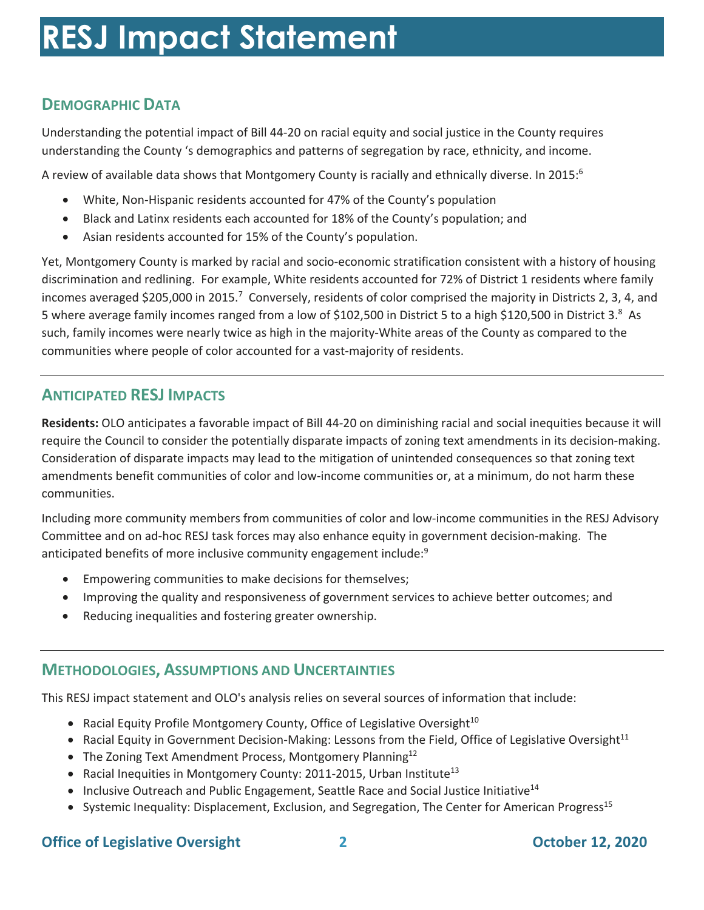# RESJ Impact Statement

## Demographic Data

Understanding the potential impact of Bill 44-20 on racial equity and social justice in the County requires understanding the County 's demographics and patterns of segregation by race, ethnicity, and income.

A review of available data shows that Montgomery County is racially and ethnically diverse. In 2015:[6]

- White, Non-Hispanic residents accounted for 47% of the County's population
- Black and Latinx residents each accounted for 18% of the County's population; and
- Asian residents accounted for 15% of the County's population.

Yet, Montgomery County is marked by racial and socio-economic stratification consistent with a history of housing discrimination and redlining. For example, White residents accounted for 72% of District 1 residents where family incomes averaged $205,000 in 2015.[7] Conversely, residents of color comprised the majority in Districts 2, 3, 4, and 5 where average family incomes ranged from a low of $102,500 in District 5 to a high $120,500 in District 3.[8] As such, family incomes were nearly twice as high in the majority-White areas of the County as compared to the communities where people of color accounted for a vast-majority of residents.

## Anticipated RESJ Impacts

**Residents:** OLO anticipates a favorable impact of Bill 44-20 on diminishing racial and social inequities because it will require the Council to consider the potentially disparate impacts of zoning text amendments in its decision-making. Consideration of disparate impacts may lead to the mitigation of unintended consequences so that zoning text amendments benefit communities of color and low-income communities or, at a minimum, do not harm these communities.

Including more community members from communities of color and low-income communities in the RESJ Advisory Committee and on ad-hoc RESJ task forces may also enhance equity in government decision-making. The anticipated benefits of more inclusive community engagement include:[9]

- Empowering communities to make decisions for themselves;
- Improving the quality and responsiveness of government services to achieve better outcomes; and
- Reducing inequalities and fostering greater ownership.

## Methodologies, Assumptions and Uncertainties

This RESJ impact statement and OLO's analysis relies on several sources of information that include:

- Racial Equity Profile Montgomery County, Office of Legislative Oversight[10]
- Racial Equity in Government Decision-Making: Lessons from the Field, Office of Legislative Oversight[11]
- The Zoning Text Amendment Process, Montgomery Planning[12]
- Racial Inequities in Montgomery County: 2011-2015, Urban Institute[13]
- Inclusive Outreach and Public Engagement, Seattle Race and Social Justice Initiative[14]
- Systemic Inequality: Displacement, Exclusion, and Segregation, The Center for American Progress[15]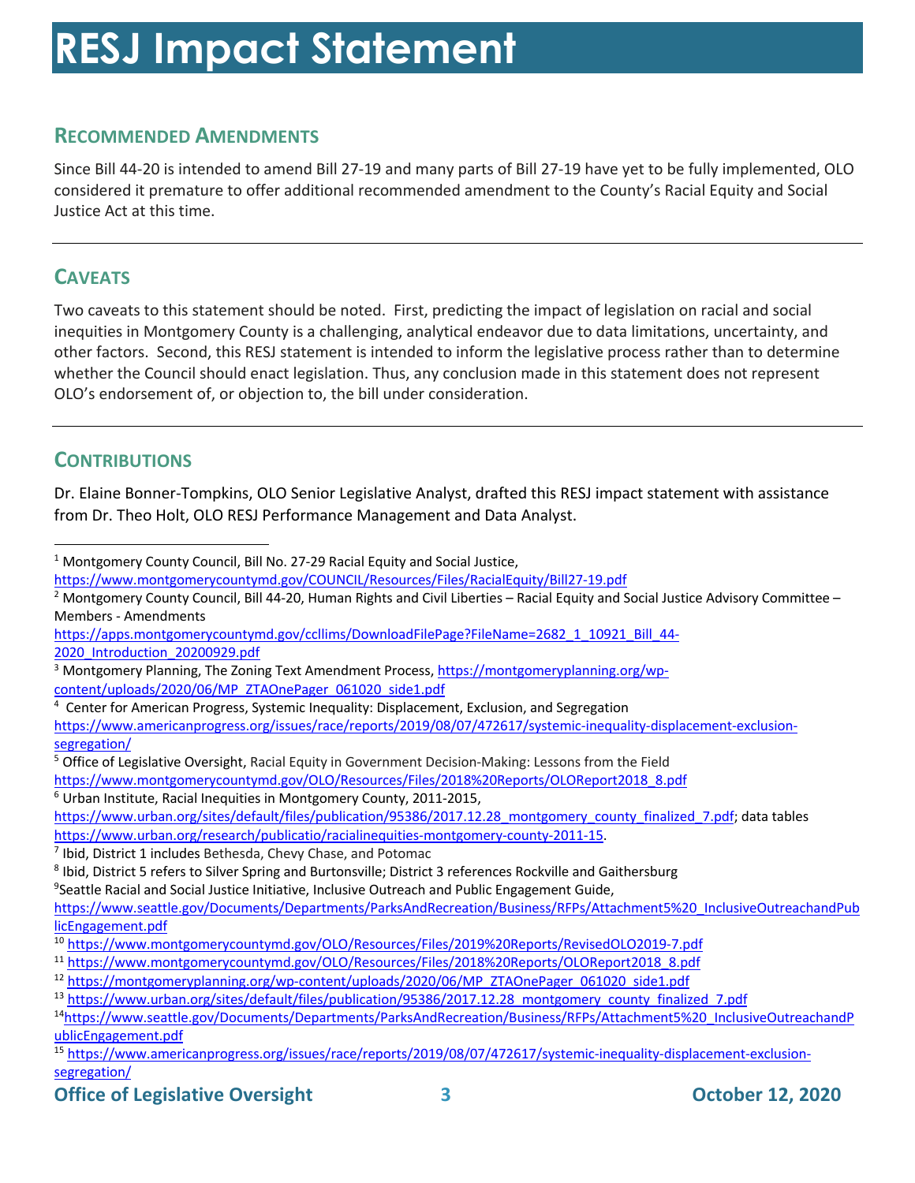# RESJ Impact Statement

## Recommended Amendments

Since Bill 44-20 is intended to amend Bill 27-19 and many parts of Bill 27-19 have yet to be fully implemented, OLO considered it premature to offer additional recommended amendment to the County's Racial Equity and Social Justice Act at this time.

## Caveats

Two caveats to this statement should be noted. First, predicting the impact of legislation on racial and social inequities in Montgomery County is a challenging, analytical endeavor due to data limitations, uncertainty, and other factors. Second, this RESJ statement is intended to inform the legislative process rather than to determine whether the Council should enact legislation. Thus, any conclusion made in this statement does not represent OLO's endorsement of, or objection to, the bill under consideration.

## Contributions

Dr. Elaine Bonner-Tompkins, OLO Senior Legislative Analyst, drafted this RESJ impact statement with assistance from Dr. Theo Holt, OLO RESJ Performance Management and Data Analyst.

---

[1] Montgomery County Council, Bill No. 27-29 Racial Equity and Social Justice, https://www.montgomerycountymd.gov/COUNCIL/Resources/Files/RacialEquity/Bill27-19.pdf

[2] Montgomery County Council, Bill 44-20, Human Rights and Civil Liberties – Racial Equity and Social Justice Advisory Committee – Members - Amendments https://apps.montgomerycountymd.gov/ccllims/DownloadFilePage?FileName=2682_1_10921_Bill_44-2020_Introduction_20200929.pdf

[3] Montgomery Planning, The Zoning Text Amendment Process, https://montgomeryplanning.org/wp-content/uploads/2020/06/MP_ZTAOnePager_061020_side1.pdf

[4] Center for American Progress, Systemic Inequality: Displacement, Exclusion, and Segregation https://www.americanprogress.org/issues/race/reports/2019/08/07/472617/systemic-inequality-displacement-exclusion-segregation/

[5] Office of Legislative Oversight, Racial Equity in Government Decision-Making: Lessons from the Field https://www.montgomerycountymd.gov/OLO/Resources/Files/2018%20Reports/OLOReport2018_8.pdf

[6] Urban Institute, Racial Inequities in Montgomery County, 2011-2015, https://www.urban.org/sites/default/files/publication/95386/2017.12.28_montgomery_county_finalized_7.pdf; data tables https://www.urban.org/research/publicatio/racialinequities-montgomery-county-2011-15.

[7] Ibid, District 1 includes Bethesda, Chevy Chase, and Potomac

[8] Ibid, District 5 refers to Silver Spring and Burtonsville; District 3 references Rockville and Gaithersburg

[9] Seattle Racial and Social Justice Initiative, Inclusive Outreach and Public Engagement Guide, https://www.seattle.gov/Documents/Departments/ParksAndRecreation/Business/RFPs/Attachment5%20_InclusiveOutreachandPublicEngagement.pdf

[10] https://www.montgomerycountymd.gov/OLO/Resources/Files/2019%20Reports/RevisedOLO2019-7.pdf

[11] https://www.montgomerycountymd.gov/OLO/Resources/Files/2018%20Reports/OLOReport2018_8.pdf

[12] https://montgomeryplanning.org/wp-content/uploads/2020/06/MP_ZTAOnePager_061020_side1.pdf

[13] https://www.urban.org/sites/default/files/publication/95386/2017.12.28_montgomery_county_finalized_7.pdf

[14] https://www.seattle.gov/Documents/Departments/ParksAndRecreation/Business/RFPs/Attachment5%20_InclusiveOutreachandPublicEngagement.pdf

[15] https://www.americanprogress.org/issues/race/reports/2019/08/07/472617/systemic-inequality-displacement-exclusion-segregation/